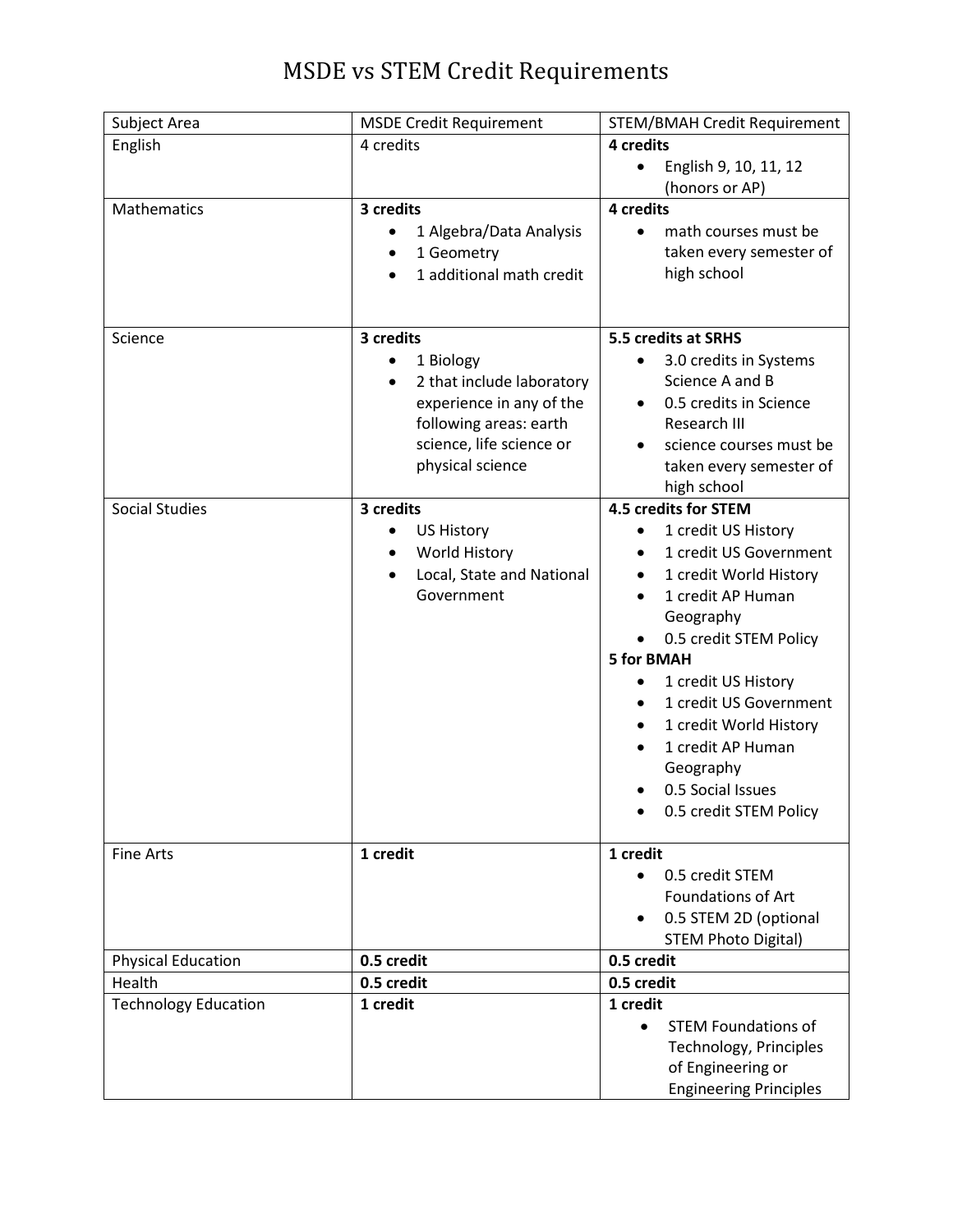# MSDE vs STEM Credit Requirements

| Subject Area | MSDE Credit Requirement | STEM/BMAH Credit Requirement |
|---|---|---|
| English | 4 credits | **4 credits**<br>• English 9, 10, 11, 12 (honors or AP) |
| Mathematics | **3 credits**<br>• 1 Algebra/Data Analysis<br>• 1 Geometry<br>• 1 additional math credit | **4 credits**<br>• math courses must be taken every semester of high school |
| Science | **3 credits**<br>• 1 Biology<br>• 2 that include laboratory experience in any of the following areas: earth science, life science or physical science | **5.5 credits at SRHS**<br>• 3.0 credits in Systems Science A and B<br>• 0.5 credits in Science Research III<br>• science courses must be taken every semester of high school |
| Social Studies | **3 credits**<br>• US History<br>• World History<br>• Local, State and National Government | **4.5 credits for STEM**<br>• 1 credit US History<br>• 1 credit US Government<br>• 1 credit World History<br>• 1 credit AP Human Geography<br>• 0.5 credit STEM Policy<br>**5 for BMAH**<br>• 1 credit US History<br>• 1 credit US Government<br>• 1 credit World History<br>• 1 credit AP Human Geography<br>• 0.5 Social Issues<br>• 0.5 credit STEM Policy |
| Fine Arts | **1 credit** | **1 credit**<br>• 0.5 credit STEM Foundations of Art<br>• 0.5 STEM 2D (optional STEM Photo Digital) |
| Physical Education | **0.5 credit** | **0.5 credit** |
| Health | **0.5 credit** | **0.5 credit** |
| Technology Education | **1 credit** | **1 credit**<br>• STEM Foundations of Technology, Principles of Engineering or Engineering Principles |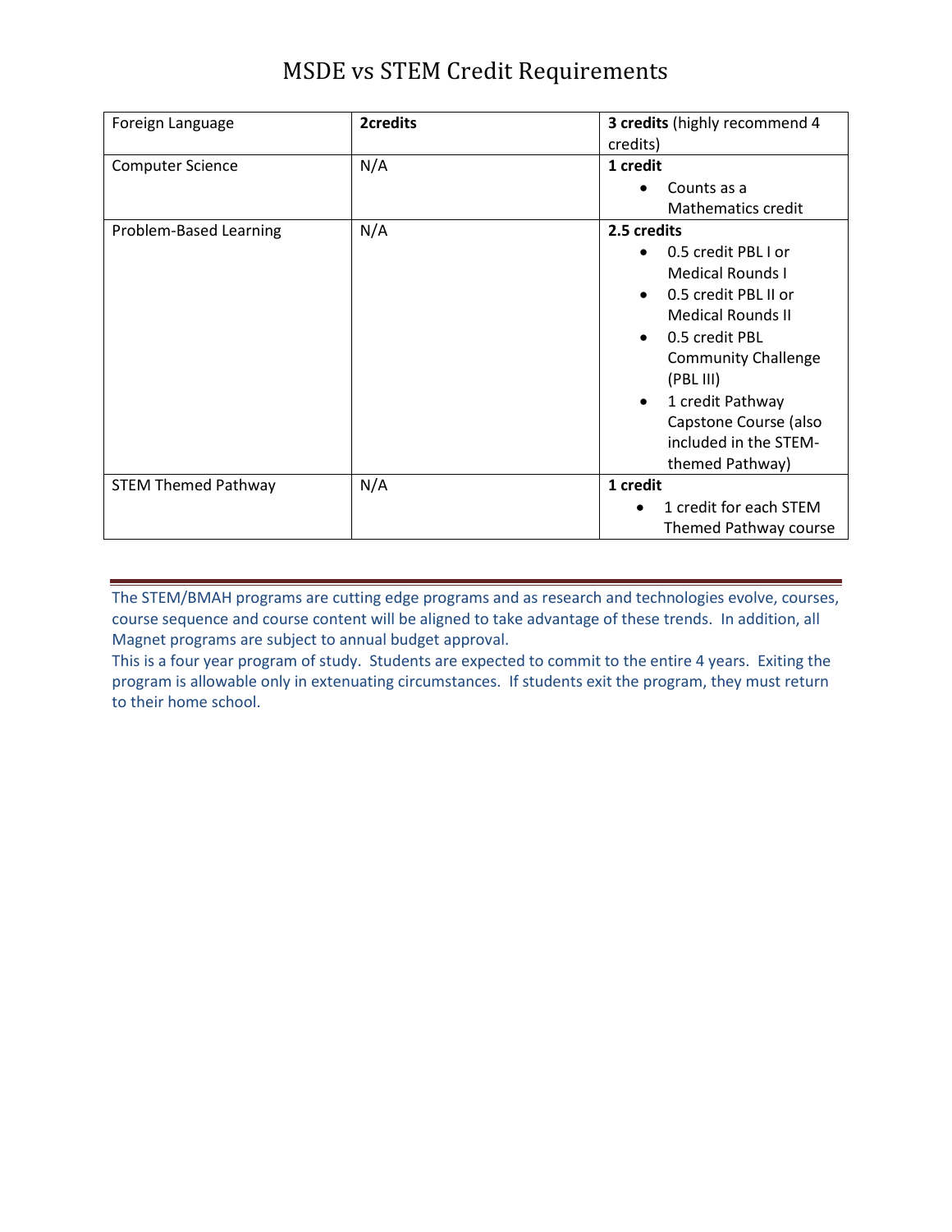# MSDE vs STEM Credit Requirements

| | | |
|---|---|---|
| Foreign Language | **2credits** | **3 credits** (highly recommend 4 credits) |
| Computer Science | N/A | **1 credit**<br>• Counts as a Mathematics credit |
| Problem-Based Learning | N/A | **2.5 credits**<br>• 0.5 credit PBL I or Medical Rounds I<br>• 0.5 credit PBL II or Medical Rounds II<br>• 0.5 credit PBL Community Challenge (PBL III)<br>• 1 credit Pathway Capstone Course (also included in the STEM-themed Pathway) |
| STEM Themed Pathway | N/A | **1 credit**<br>• 1 credit for each STEM Themed Pathway course |

---

The STEM/BMAH programs are cutting edge programs and as research and technologies evolve, courses, course sequence and course content will be aligned to take advantage of these trends. In addition, all Magnet programs are subject to annual budget approval.

This is a four year program of study. Students are expected to commit to the entire 4 years. Exiting the program is allowable only in extenuating circumstances. If students exit the program, they must return to their home school.